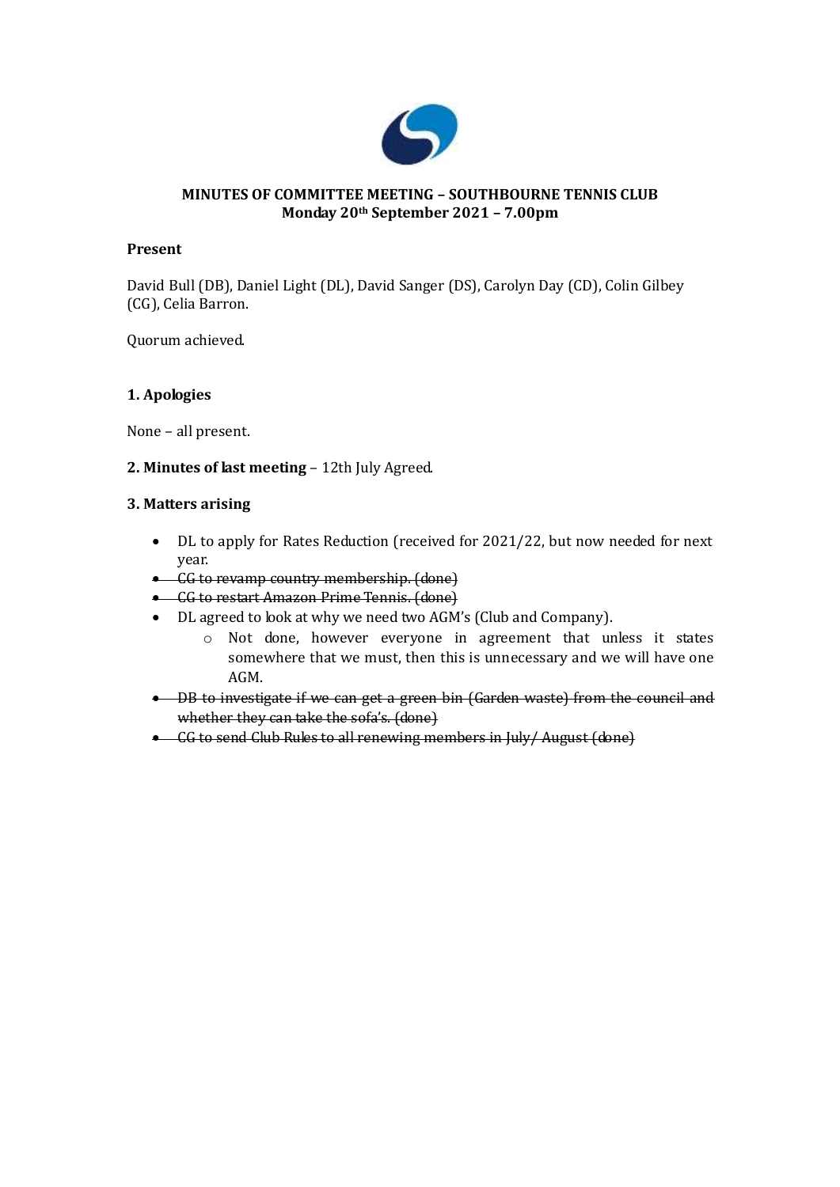**MINUTES OF COMMITTEE MEETING – SOUTHBOURNE TENNIS CLUB**
**Monday 20th September 2021 – 7.00pm**

**Present**

David Bull (DB), Daniel Light (DL), David Sanger (DS), Carolyn Day (CD), Colin Gilbey (CG), Celia Barron.

Quorum achieved.

### 1. Apologies

None – all present.

**2. Minutes of last meeting** – 12th July Agreed.

### 3. Matters arising

- DL to apply for Rates Reduction (received for 2021/22, but now needed for next year.
- ~~CG to revamp country membership. (done)~~
- ~~CG to restart Amazon Prime Tennis. (done)~~
- DL agreed to look at why we need two AGM's (Club and Company).
  - Not done, however everyone in agreement that unless it states somewhere that we must, then this is unnecessary and we will have one AGM.
- ~~DB to investigate if we can get a green bin (Garden waste) from the council and whether they can take the sofa's. (done)~~
- ~~CG to send Club Rules to all renewing members in July/ August (done)~~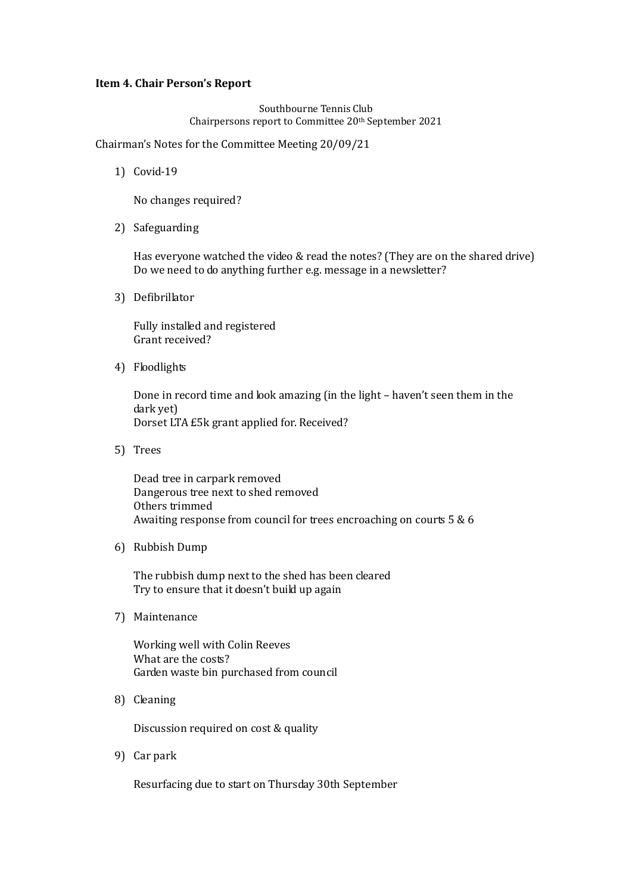**Item 4. Chair Person's Report**

Southbourne Tennis Club
Chairpersons report to Committee 20th September 2021

Chairman's Notes for the Committee Meeting 20/09/21

1) Covid-19

   No changes required?

2) Safeguarding

   Has everyone watched the video & read the notes? (They are on the shared drive)
   Do we need to do anything further e.g. message in a newsletter?

3) Defibrillator

   Fully installed and registered
   Grant received?

4) Floodlights

   Done in record time and look amazing (in the light – haven't seen them in the dark yet)
   Dorset LTA £5k grant applied for. Received?

5) Trees

   Dead tree in carpark removed
   Dangerous tree next to shed removed
   Others trimmed
   Awaiting response from council for trees encroaching on courts 5 & 6

6) Rubbish Dump

   The rubbish dump next to the shed has been cleared
   Try to ensure that it doesn't build up again

7) Maintenance

   Working well with Colin Reeves
   What are the costs?
   Garden waste bin purchased from council

8) Cleaning

   Discussion required on cost & quality

9) Car park

   Resurfacing due to start on Thursday 30th September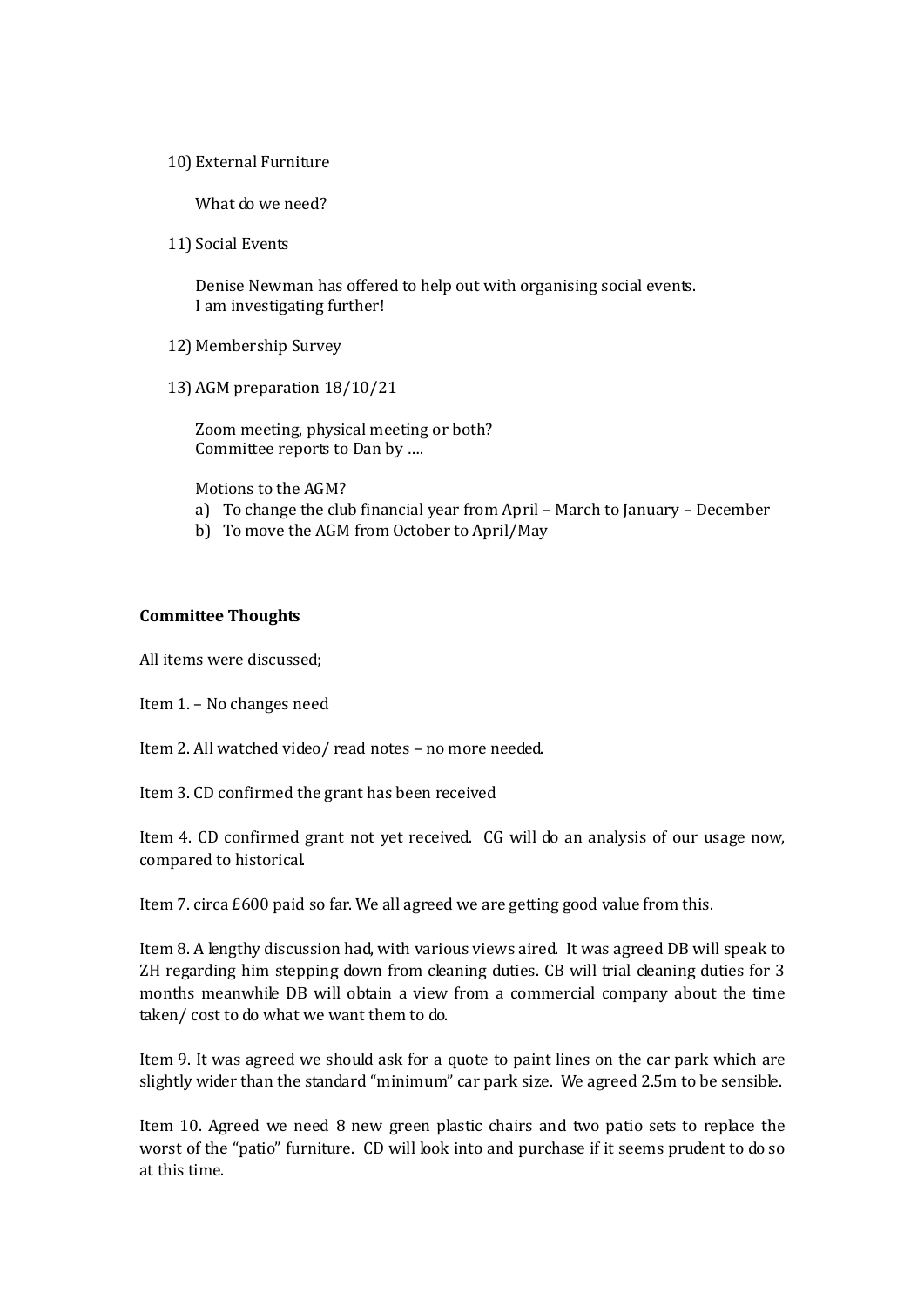10) External Furniture

    What do we need?

11) Social Events

    Denise Newman has offered to help out with organising social events.
    I am investigating further!

12) Membership Survey

13) AGM preparation 18/10/21

    Zoom meeting, physical meeting or both?
    Committee reports to Dan by ….

    Motions to the AGM?

    a) To change the club financial year from April – March to January – December
    b) To move the AGM from October to April/May

**Committee Thoughts**

All items were discussed;

Item 1. – No changes need

Item 2. All watched video/ read notes – no more needed.

Item 3. CD confirmed the grant has been received

Item 4. CD confirmed grant not yet received. CG will do an analysis of our usage now, compared to historical.

Item 7. circa £600 paid so far. We all agreed we are getting good value from this.

Item 8. A lengthy discussion had, with various views aired. It was agreed DB will speak to ZH regarding him stepping down from cleaning duties. CB will trial cleaning duties for 3 months meanwhile DB will obtain a view from a commercial company about the time taken/ cost to do what we want them to do.

Item 9. It was agreed we should ask for a quote to paint lines on the car park which are slightly wider than the standard "minimum" car park size. We agreed 2.5m to be sensible.

Item 10. Agreed we need 8 new green plastic chairs and two patio sets to replace the worst of the "patio" furniture. CD will look into and purchase if it seems prudent to do so at this time.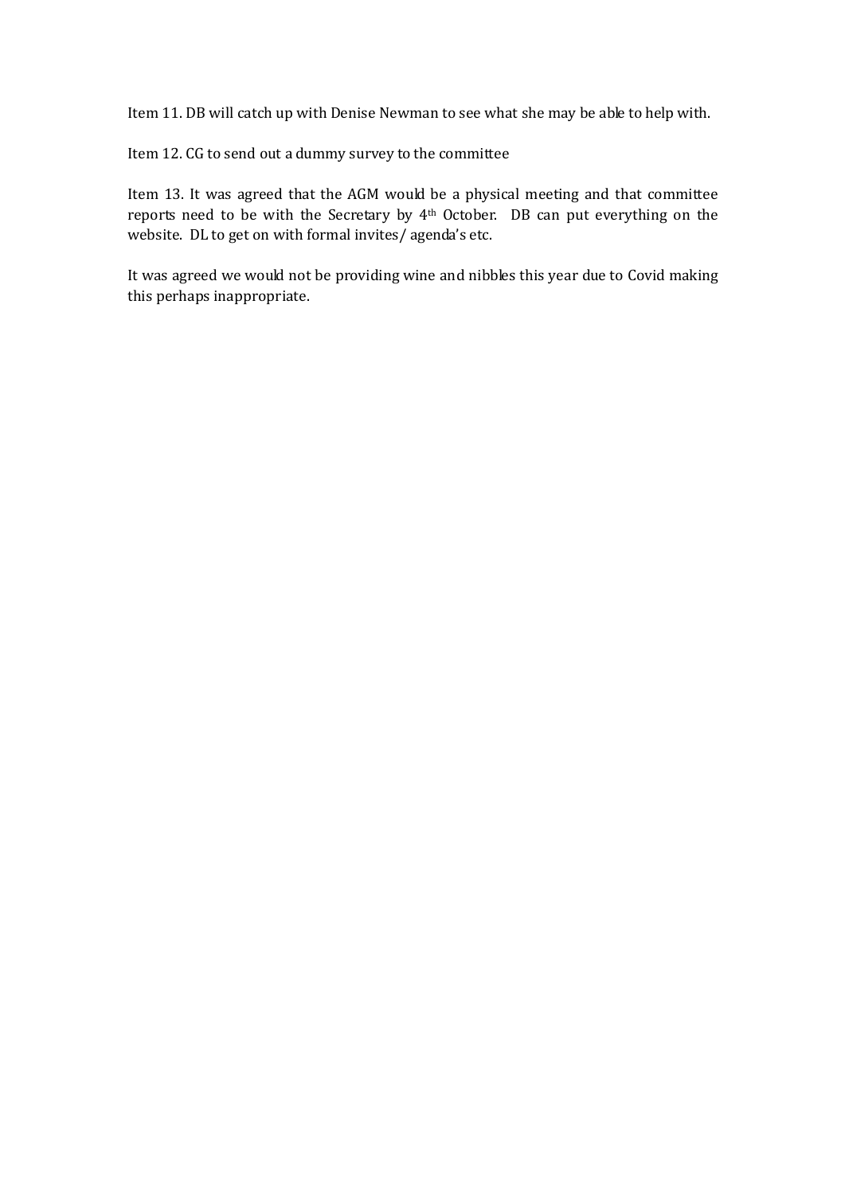Item 11. DB will catch up with Denise Newman to see what she may be able to help with.

Item 12. CG to send out a dummy survey to the committee

Item 13. It was agreed that the AGM would be a physical meeting and that committee reports need to be with the Secretary by 4th October. DB can put everything on the website. DL to get on with formal invites/ agenda's etc.

It was agreed we would not be providing wine and nibbles this year due to Covid making this perhaps inappropriate.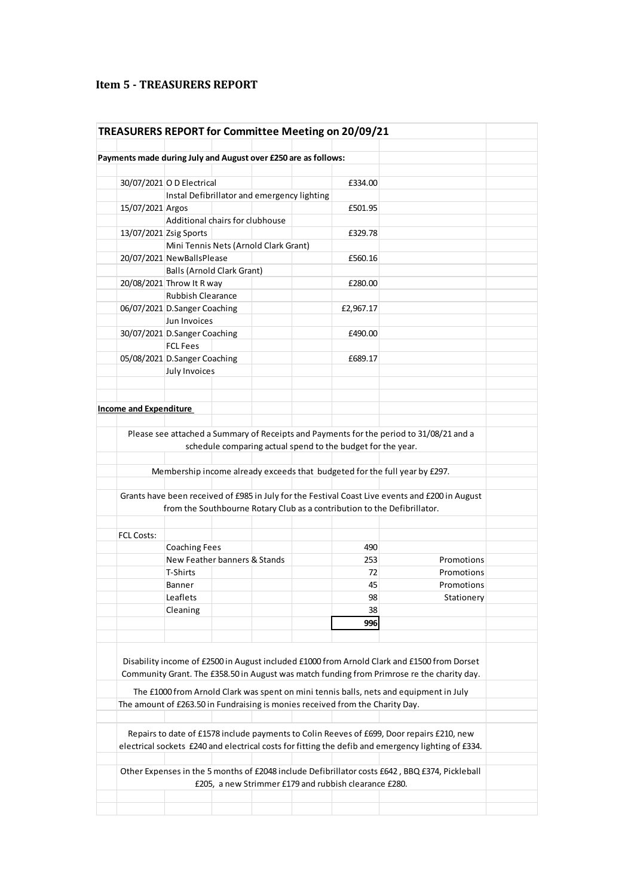## Item 5 - TREASURERS REPORT

### TREASURERS REPORT for Committee Meeting on 20/09/21

**Payments made during July and August over £250 are as follows:**

| Date | Payee / Description | Amount |
|---|---|---|
| 30/07/2021 | O D Electrical | £334.00 |
| | Instal Defibrillator and emergency lighting | |
| 15/07/2021 | Argos | £501.95 |
| | Additional chairs for clubhouse | |
| 13/07/2021 | Zsig Sports | £329.78 |
| | Mini Tennis Nets (Arnold Clark Grant) | |
| 20/07/2021 | NewBallsPlease | £560.16 |
| | Balls (Arnold Clark Grant) | |
| 20/08/2021 | Throw It R way | £280.00 |
| | Rubbish Clearance | |
| 06/07/2021 | D.Sanger Coaching | £2,967.17 |
| | Jun Invoices | |
| 30/07/2021 | D.Sanger Coaching | £490.00 |
| | FCL Fees | |
| 05/08/2021 | D.Sanger Coaching | £689.17 |
| | July Invoices | |

**Income and Expenditure**

Please see attached a Summary of Receipts and Payments for the period to 31/08/21 and a schedule comparing actual spend to the budget for the year.

Membership income already exceeds that budgeted for the full year by £297.

Grants have been received of £985 in July for the Festival Coast Live events and £200 in August from the Southbourne Rotary Club as a contribution to the Defibrillator.

FCL Costs:

| Item | Amount | Category |
|---|---|---|
| Coaching Fees | 490 | |
| New Feather banners & Stands | 253 | Promotions |
| T-Shirts | 72 | Promotions |
| Banner | 45 | Promotions |
| Leaflets | 98 | Stationery |
| Cleaning | 38 | |
| | **996** | |

Disability income of £2500 in August included £1000 from Arnold Clark and £1500 from Dorset Community Grant. The £358.50 in August was match funding from Primrose re the charity day.

The £1000 from Arnold Clark was spent on mini tennis balls, nets and equipment in July

The amount of £263.50 in Fundraising is monies received from the Charity Day.

Repairs to date of £1578 include payments to Colin Reeves of £699, Door repairs £210, new electrical sockets £240 and electrical costs for fitting the defib and emergency lighting of £334.

Other Expenses in the 5 months of £2048 include Defibrillator costs £642, BBQ £374, Pickleball £205, a new Strimmer £179 and rubbish clearance £280.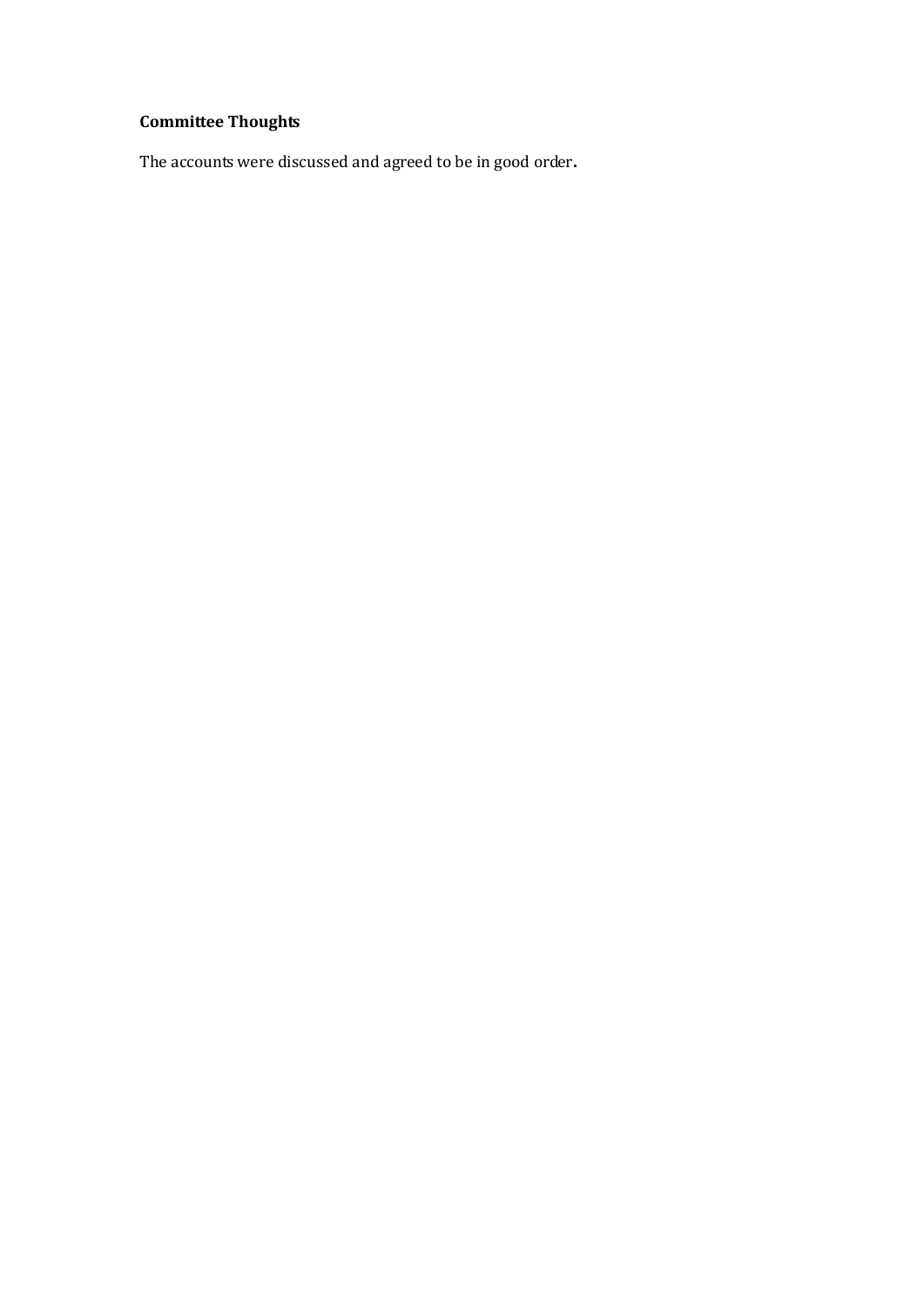**Committee Thoughts**

The accounts were discussed and agreed to be in good order.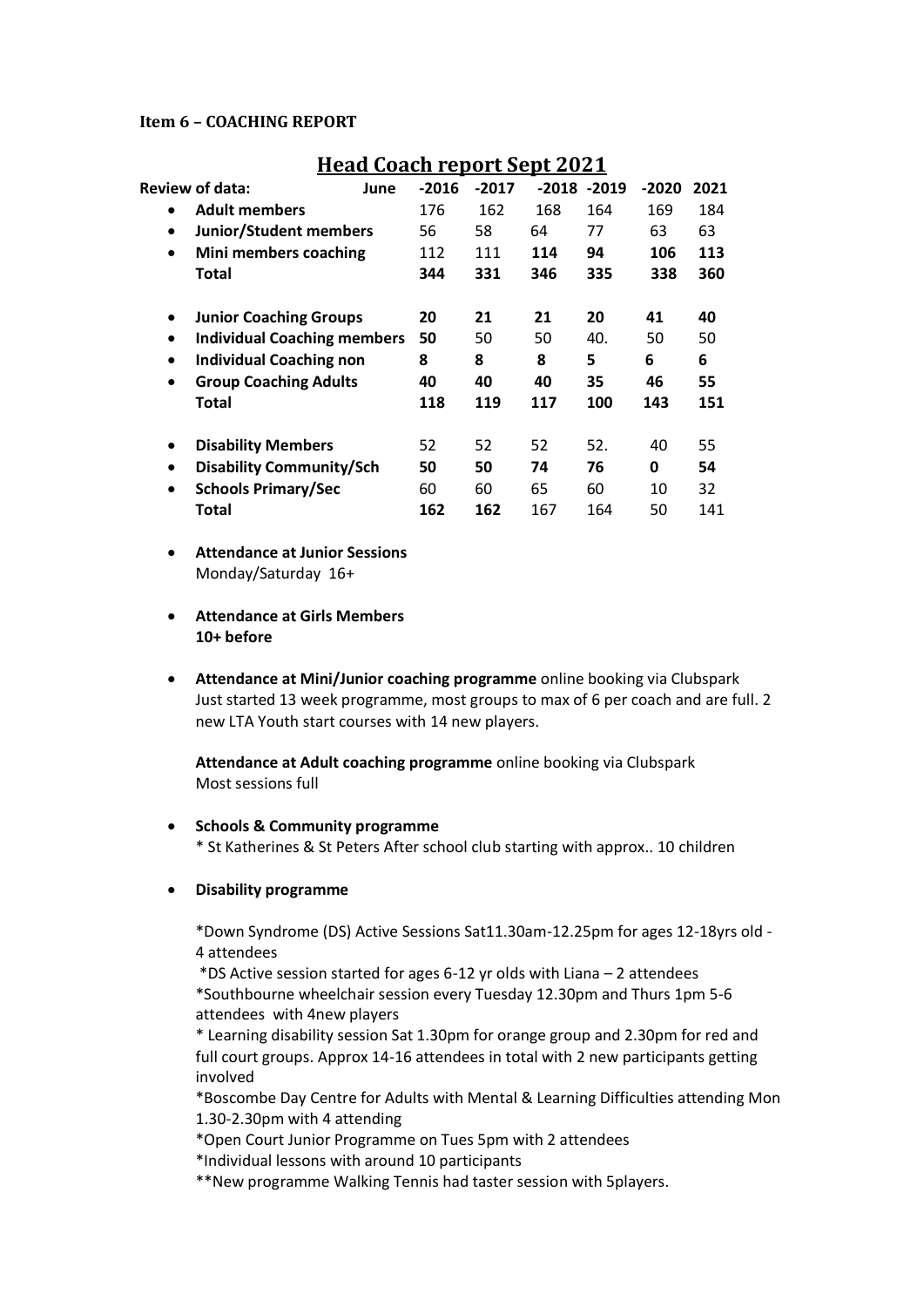**Item 6 – COACHING REPORT**

# Head Coach report Sept 2021

| Review of data: June | -2016 | -2017 | -2018 | -2019 | -2020 | 2021 |
|---|---|---|---|---|---|---|
| • **Adult members** | 176 | 162 | 168 | 164 | 169 | 184 |
| • **Junior/Student members** | 56 | 58 | 64 | 77 | 63 | 63 |
| • **Mini members coaching** | 112 | 111 | **114** | **94** | **106** | **113** |
| **Total** | **344** | **331** | **346** | **335** | **338** | **360** |
| • **Junior Coaching Groups** | **20** | **21** | **21** | **20** | **41** | **40** |
| • **Individual Coaching members** | **50** | 50 | 50 | 40. | 50 | 50 |
| • **Individual Coaching non** | **8** | **8** | **8** | **5** | **6** | **6** |
| • **Group Coaching Adults** | **40** | **40** | **40** | **35** | **46** | **55** |
| **Total** | **118** | **119** | **117** | **100** | **143** | **151** |
| • **Disability Members** | 52 | 52 | 52 | 52. | 40 | 55 |
| • **Disability Community/Sch** | **50** | **50** | **74** | **76** | **0** | **54** |
| • **Schools Primary/Sec** | 60 | 60 | 65 | 60 | 10 | 32 |
| **Total** | **162** | **162** | 167 | 164 | 50 | 141 |

- **Attendance at Junior Sessions**
  Monday/Saturday 16+

- **Attendance at Girls Members**
  **10+ before**

- **Attendance at Mini/Junior coaching programme** online booking via Clubspark
  Just started 13 week programme, most groups to max of 6 per coach and are full. 2 new LTA Youth start courses with 14 new players.

  **Attendance at Adult coaching programme** online booking via Clubspark
  Most sessions full

- **Schools & Community programme**
  * St Katherines & St Peters After school club starting with approx.. 10 children

- **Disability programme**

  *Down Syndrome (DS) Active Sessions Sat11.30am-12.25pm for ages 12-18yrs old - 4 attendees
  *DS Active session started for ages 6-12 yr olds with Liana – 2 attendees
  *Southbourne wheelchair session every Tuesday 12.30pm and Thurs 1pm 5-6 attendees with 4new players
  * Learning disability session Sat 1.30pm for orange group and 2.30pm for red and full court groups. Approx 14-16 attendees in total with 2 new participants getting involved
  *Boscombe Day Centre for Adults with Mental & Learning Difficulties attending Mon 1.30-2.30pm with 4 attending
  *Open Court Junior Programme on Tues 5pm with 2 attendees
  *Individual lessons with around 10 participants
  **New programme Walking Tennis had taster session with 5players.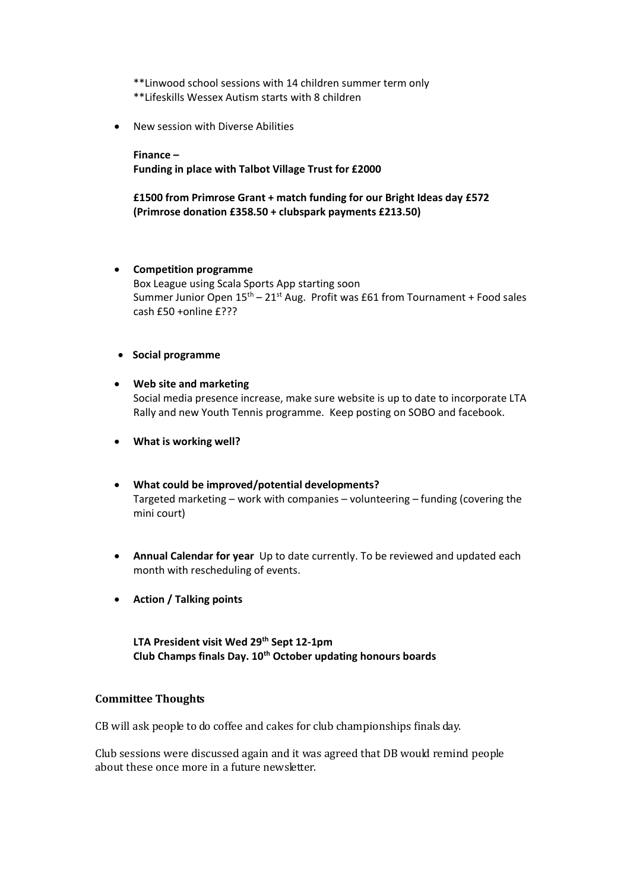**Linwood school sessions with 14 children summer term only
**Lifeskills Wessex Autism starts with 8 children

- New session with Diverse Abilities

  **Finance –**
  **Funding in place with Talbot Village Trust for £2000**

  **£1500 from Primrose Grant + match funding for our Bright Ideas day £572 (Primrose donation £358.50 + clubspark payments £213.50)**

- **Competition programme**
  Box League using Scala Sports App starting soon
  Summer Junior Open 15th – 21st Aug. Profit was £61 from Tournament + Food sales cash £50 +online £???

- **Social programme**

- **Web site and marketing**
  Social media presence increase, make sure website is up to date to incorporate LTA Rally and new Youth Tennis programme. Keep posting on SOBO and facebook.

- **What is working well?**

- **What could be improved/potential developments?**
  Targeted marketing – work with companies – volunteering – funding (covering the mini court)

- **Annual Calendar for year** Up to date currently. To be reviewed and updated each month with rescheduling of events.

- **Action / Talking points**

  **LTA President visit Wed 29th Sept 12-1pm**
  **Club Champs finals Day. 10th October updating honours boards**

### Committee Thoughts

CB will ask people to do coffee and cakes for club championships finals day.

Club sessions were discussed again and it was agreed that DB would remind people about these once more in a future newsletter.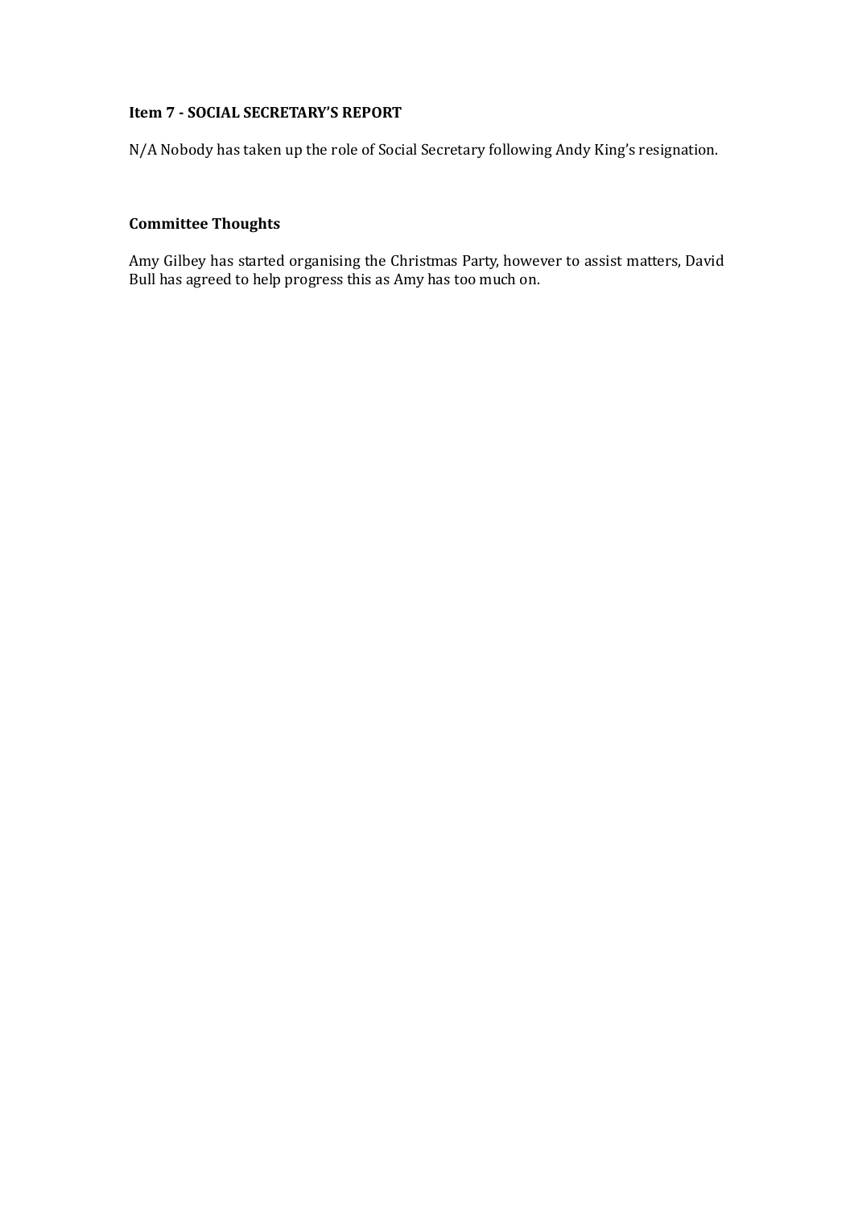**Item 7 - SOCIAL SECRETARY'S REPORT**

N/A Nobody has taken up the role of Social Secretary following Andy King's resignation.

**Committee Thoughts**

Amy Gilbey has started organising the Christmas Party, however to assist matters, David Bull has agreed to help progress this as Amy has too much on.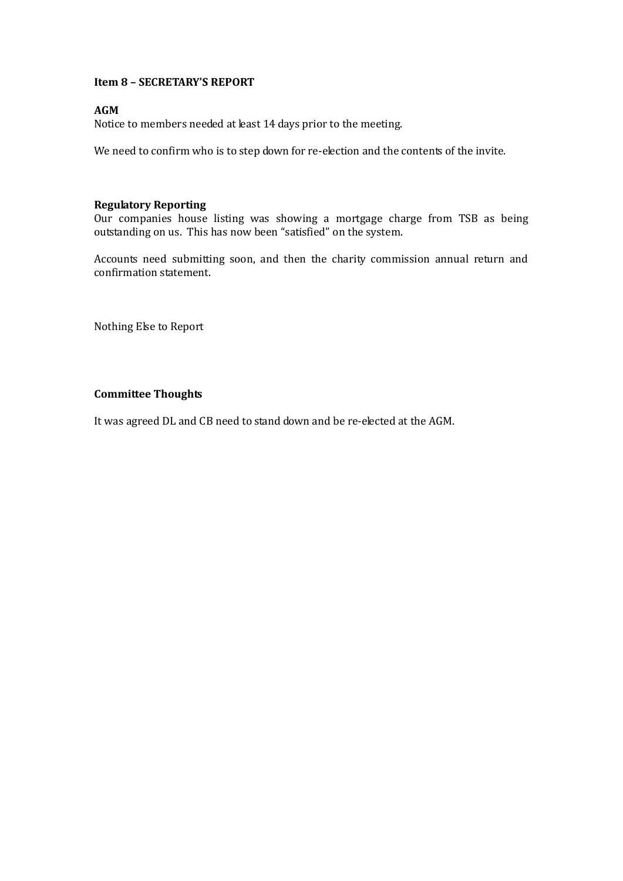**Item 8 – SECRETARY'S REPORT**

**AGM**
Notice to members needed at least 14 days prior to the meeting.

We need to confirm who is to step down for re-election and the contents of the invite.

**Regulatory Reporting**
Our companies house listing was showing a mortgage charge from TSB as being outstanding on us. This has now been "satisfied" on the system.

Accounts need submitting soon, and then the charity commission annual return and confirmation statement.

Nothing Else to Report

**Committee Thoughts**

It was agreed DL and CB need to stand down and be re-elected at the AGM.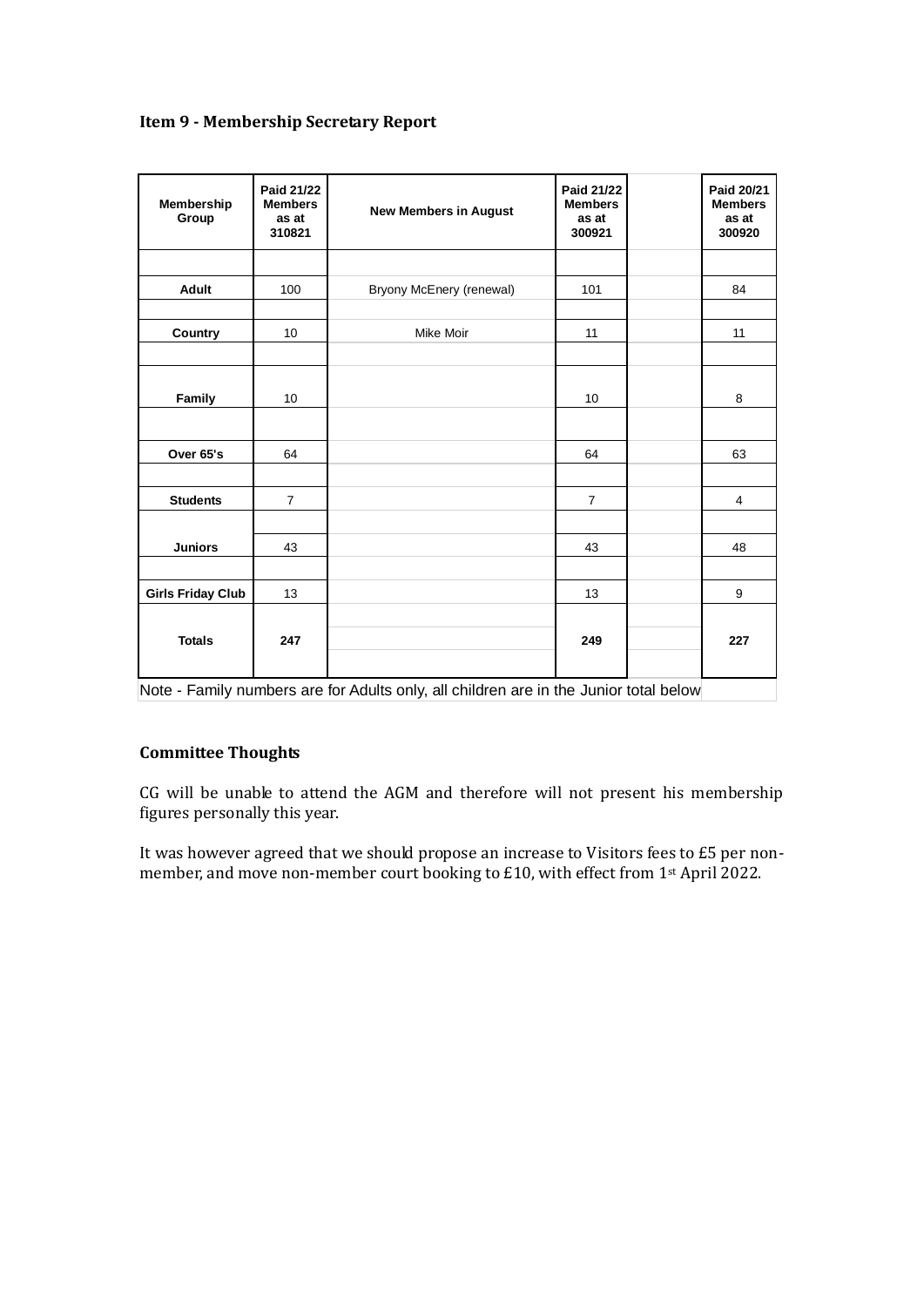### Item 9 - Membership Secretary Report

| Membership Group | Paid 21/22 Members as at 310821 | New Members in August | Paid 21/22 Members as at 300921 | | Paid 20/21 Members as at 300920 |
|---|---|---|---|---|---|
| Adult | 100 | Bryony McEnery (renewal) | 101 | | 84 |
| Country | 10 | Mike Moir | 11 | | 11 |
| Family | 10 | | 10 | | 8 |
| Over 65's | 64 | | 64 | | 63 |
| Students | 7 | | 7 | | 4 |
| Juniors | 43 | | 43 | | 48 |
| Girls Friday Club | 13 | | 13 | | 9 |
| **Totals** | **247** | | **249** | | **227** |

Note - Family numbers are for Adults only, all children are in the Junior total below

### Committee Thoughts

CG will be unable to attend the AGM and therefore will not present his membership figures personally this year.

It was however agreed that we should propose an increase to Visitors fees to £5 per non-member, and move non-member court booking to £10, with effect from 1st April 2022.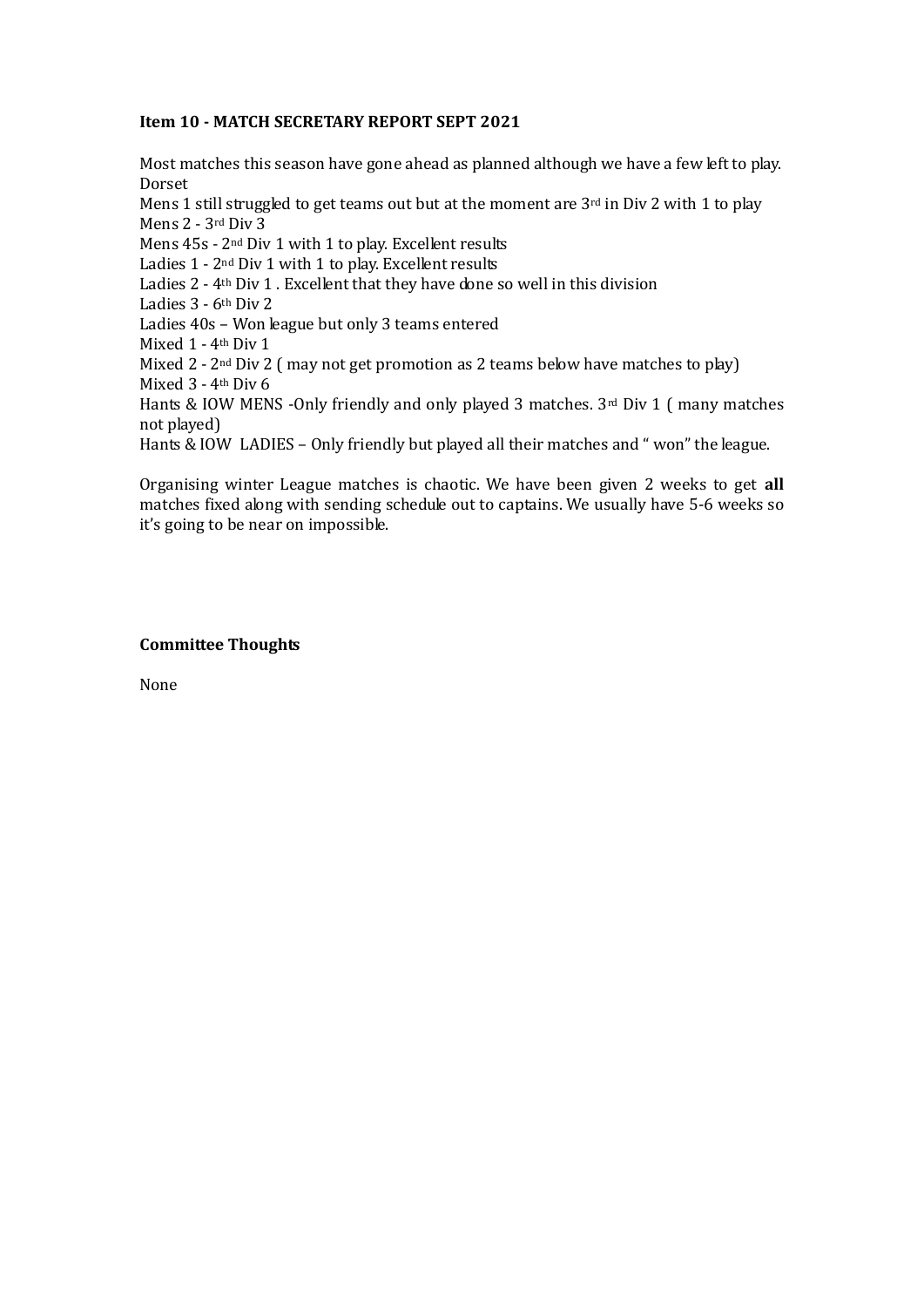**Item 10 - MATCH SECRETARY REPORT SEPT 2021**

Most matches this season have gone ahead as planned although we have a few left to play.
Dorset
Mens 1 still struggled to get teams out but at the moment are 3rd in Div 2 with 1 to play
Mens 2 - 3rd Div 3
Mens 45s - 2nd Div 1 with 1 to play. Excellent results
Ladies 1 - 2nd Div 1 with 1 to play. Excellent results
Ladies 2 - 4th Div 1 . Excellent that they have done so well in this division
Ladies 3 - 6th Div 2
Ladies 40s – Won league but only 3 teams entered
Mixed 1 - 4th Div 1
Mixed 2 - 2nd Div 2 ( may not get promotion as 2 teams below have matches to play)
Mixed 3 - 4th Div 6
Hants & IOW MENS -Only friendly and only played 3 matches. 3rd Div 1 ( many matches not played)
Hants & IOW LADIES – Only friendly but played all their matches and " won" the league.

Organising winter League matches is chaotic. We have been given 2 weeks to get **all** matches fixed along with sending schedule out to captains. We usually have 5-6 weeks so it's going to be near on impossible.

**Committee Thoughts**

None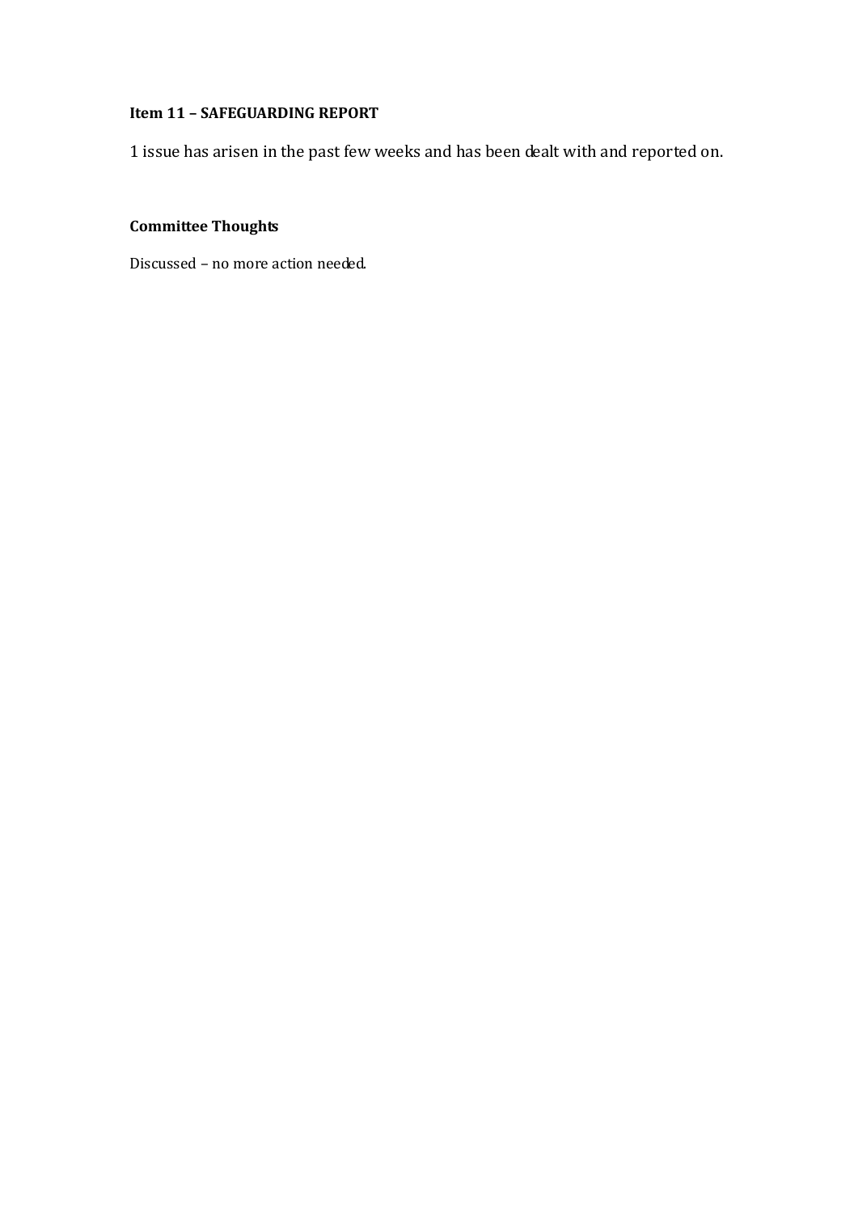**Item 11 – SAFEGUARDING REPORT**

1 issue has arisen in the past few weeks and has been dealt with and reported on.

**Committee Thoughts**

Discussed – no more action needed.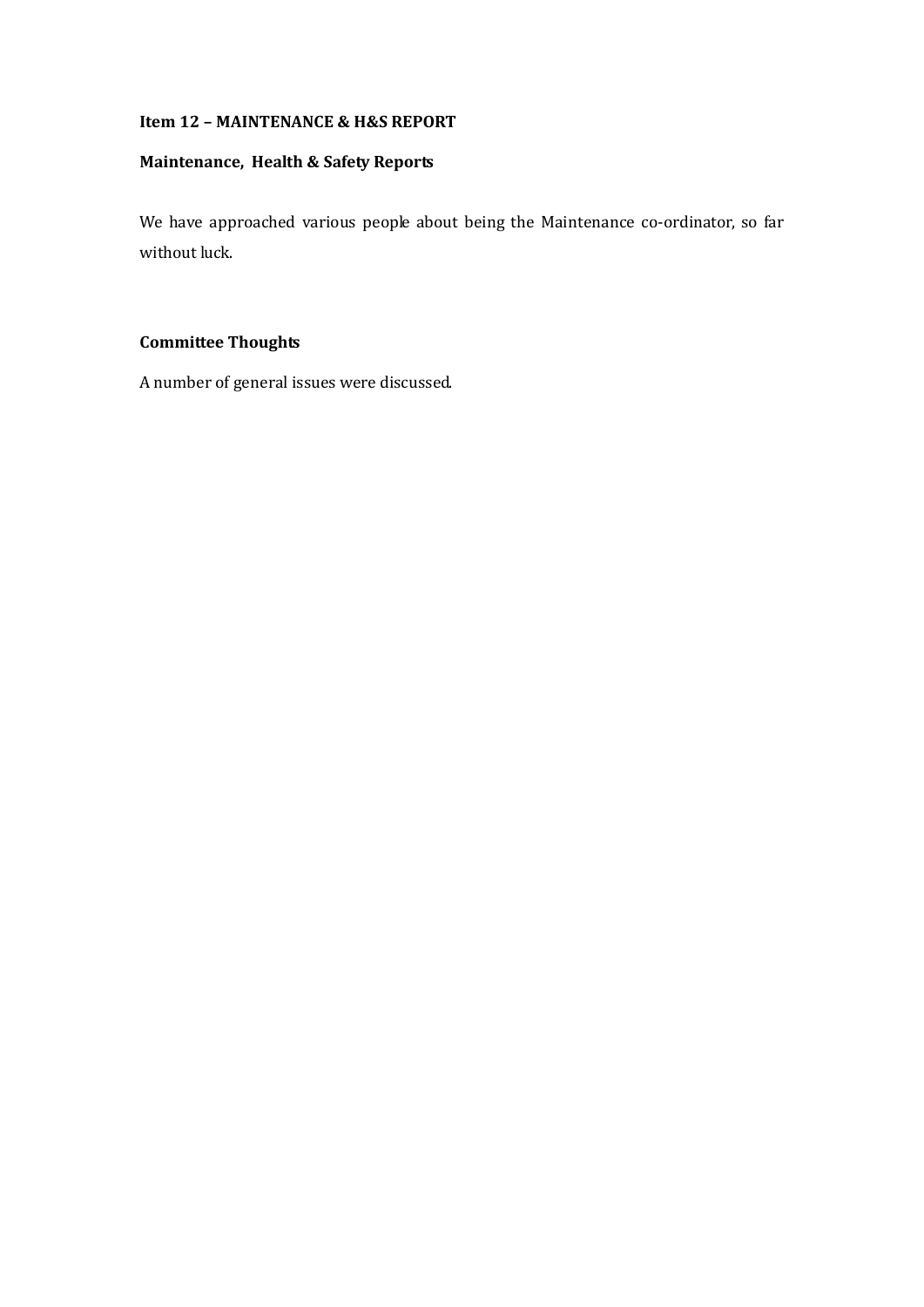**Item 12 – MAINTENANCE & H&S REPORT**

**Maintenance, Health & Safety Reports**

We have approached various people about being the Maintenance co-ordinator, so far without luck.

**Committee Thoughts**

A number of general issues were discussed.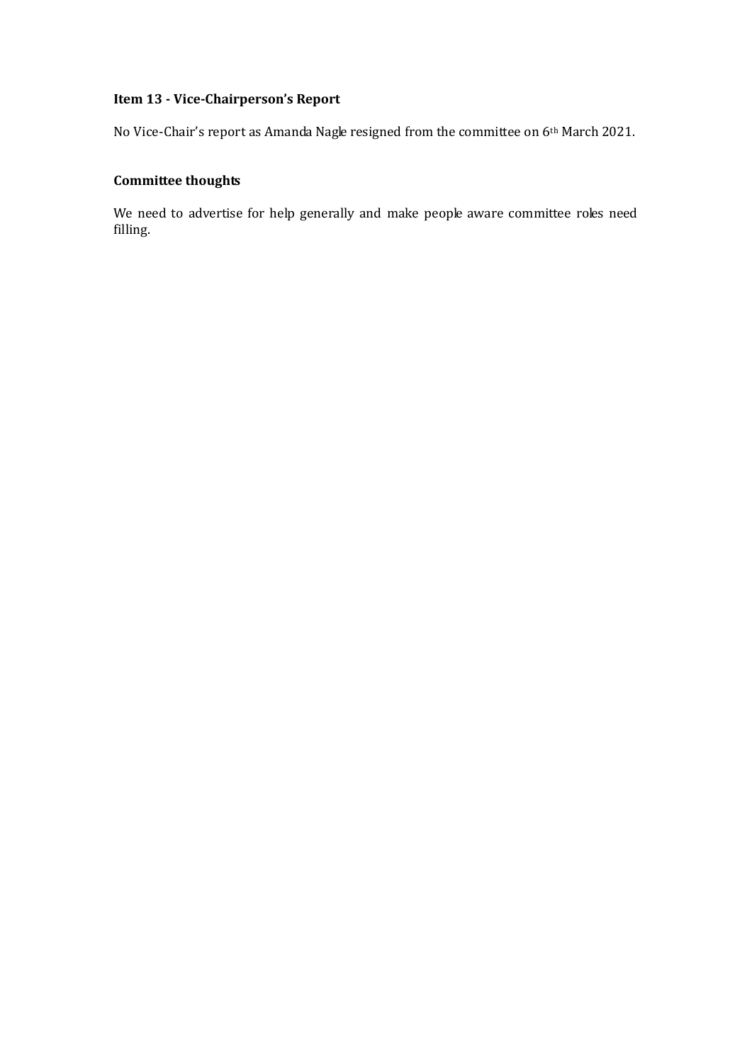**Item 13 - Vice-Chairperson's Report**

No Vice-Chair's report as Amanda Nagle resigned from the committee on 6th March 2021.

**Committee thoughts**

We need to advertise for help generally and make people aware committee roles need filling.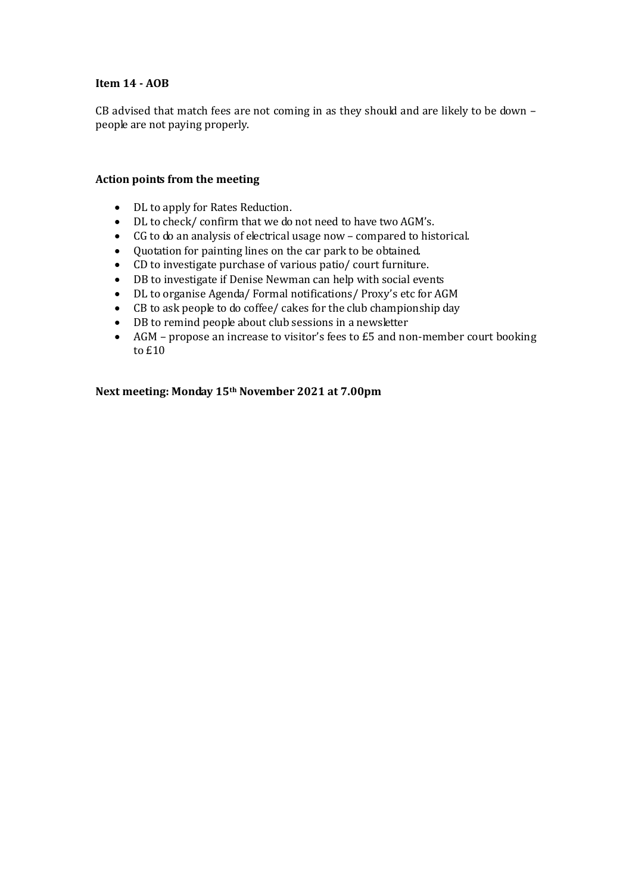**Item 14 - AOB**

CB advised that match fees are not coming in as they should and are likely to be down – people are not paying properly.

**Action points from the meeting**

- DL to apply for Rates Reduction.
- DL to check/ confirm that we do not need to have two AGM's.
- CG to do an analysis of electrical usage now – compared to historical.
- Quotation for painting lines on the car park to be obtained.
- CD to investigate purchase of various patio/ court furniture.
- DB to investigate if Denise Newman can help with social events
- DL to organise Agenda/ Formal notifications/ Proxy's etc for AGM
- CB to ask people to do coffee/ cakes for the club championship day
- DB to remind people about club sessions in a newsletter
- AGM – propose an increase to visitor's fees to £5 and non-member court booking to £10

**Next meeting: Monday 15th November 2021 at 7.00pm**